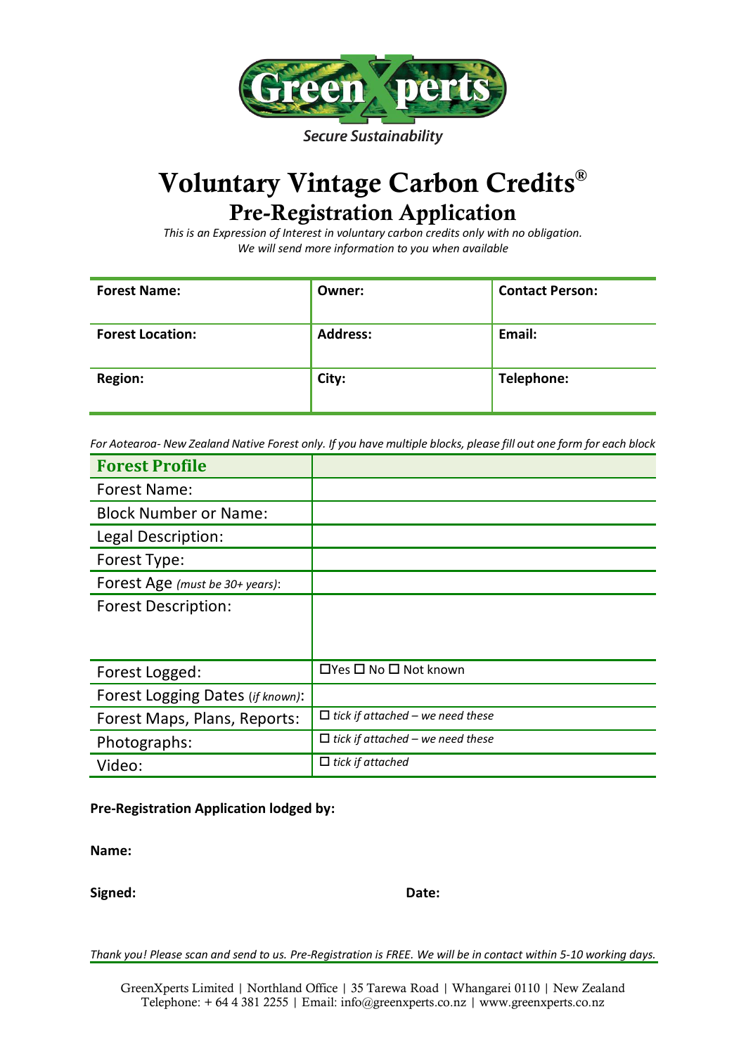GreenXperts

*Secure Sustainability*

# Voluntary Vintage Carbon Credits®

## Pre-Registration Application

*This is an Expression of Interest in voluntary carbon credits only with no obligation.*
*We will send more information to you when available*

| **Forest Name:** | **Owner:** | **Contact Person:** |
|---|---|---|
| **Forest Location:** | **Address:** | **Email:** |
| **Region:** | **City:** | **Telephone:** |

*For Aotearoa- New Zealand Native Forest only. If you have multiple blocks, please fill out one form for each block*

| **Forest Profile** | |
|---|---|
| Forest Name: | |
| Block Number or Name: | |
| Legal Description: | |
| Forest Type: | |
| Forest Age *(must be 30+ years)*: | |
| Forest Description: | |
| Forest Logged: | ☐Yes ☐ No ☐ Not known |
| Forest Logging Dates (*if known*): | |
| Forest Maps, Plans, Reports: | ☐ *tick if attached – we need these* |
| Photographs: | ☐ *tick if attached – we need these* |
| Video: | ☐ *tick if attached* |

**Pre-Registration Application lodged by:**

**Name:**

**Signed:** **Date:**

*Thank you! Please scan and send to us. Pre-Registration is FREE. We will be in contact within 5-10 working days.*

GreenXperts Limited | Northland Office | 35 Tarewa Road | Whangarei 0110 | New Zealand
Telephone: + 64 4 381 2255 | Email: info@greenxperts.co.nz | www.greenxperts.co.nz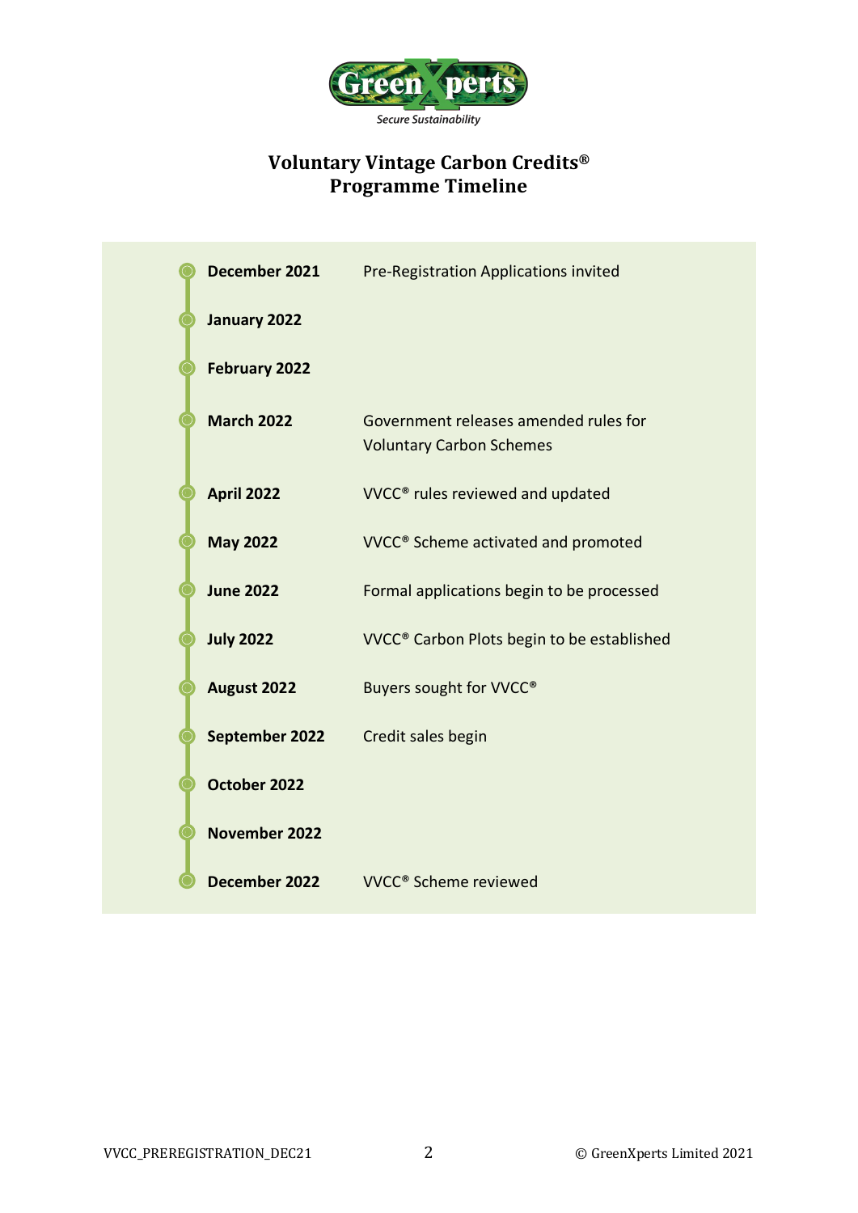GreenXperts

*Secure Sustainability*

# Voluntary Vintage Carbon Credits®
# Programme Timeline

| | |
|---|---|
| **December 2021** | Pre-Registration Applications invited |
| **January 2022** | |
| **February 2022** | |
| **March 2022** | Government releases amended rules for Voluntary Carbon Schemes |
| **April 2022** | VVCC® rules reviewed and updated |
| **May 2022** | VVCC® Scheme activated and promoted |
| **June 2022** | Formal applications begin to be processed |
| **July 2022** | VVCC® Carbon Plots begin to be established |
| **August 2022** | Buyers sought for VVCC® |
| **September 2022** | Credit sales begin |
| **October 2022** | |
| **November 2022** | |
| **December 2022** | VVCC® Scheme reviewed |